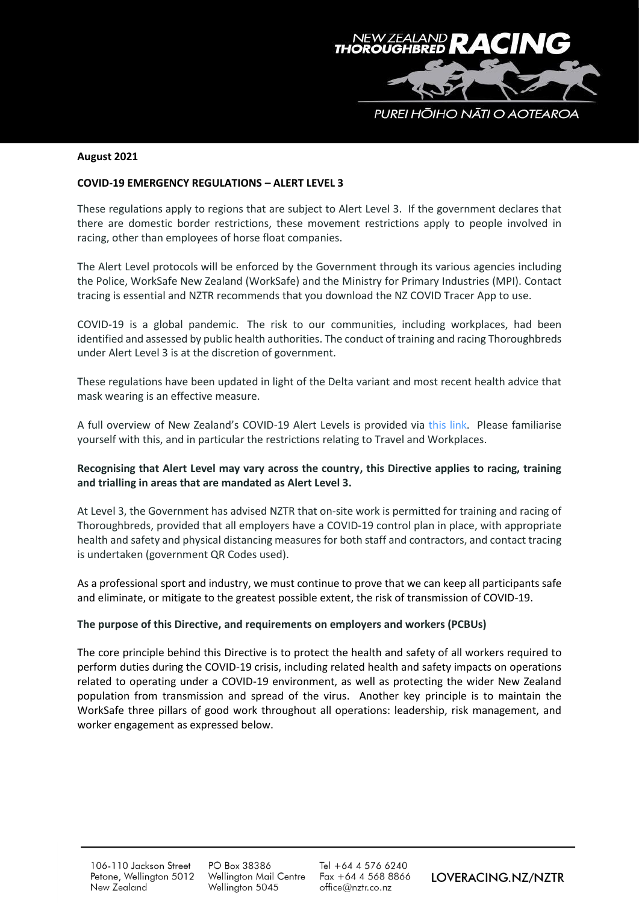**August 2021**

**COVID-19 EMERGENCY REGULATIONS – ALERT LEVEL 3**

These regulations apply to regions that are subject to Alert Level 3. If the government declares that there are domestic border restrictions, these movement restrictions apply to people involved in racing, other than employees of horse float companies.

The Alert Level protocols will be enforced by the Government through its various agencies including the Police, WorkSafe New Zealand (WorkSafe) and the Ministry for Primary Industries (MPI). Contact tracing is essential and NZTR recommends that you download the NZ COVID Tracer App to use.

COVID-19 is a global pandemic. The risk to our communities, including workplaces, had been identified and assessed by public health authorities. The conduct of training and racing Thoroughbreds under Alert Level 3 is at the discretion of government.

These regulations have been updated in light of the Delta variant and most recent health advice that mask wearing is an effective measure.

A full overview of New Zealand's COVID-19 Alert Levels is provided via this link. Please familiarise yourself with this, and in particular the restrictions relating to Travel and Workplaces.

**Recognising that Alert Level may vary across the country, this Directive applies to racing, training and trialling in areas that are mandated as Alert Level 3.**

At Level 3, the Government has advised NZTR that on-site work is permitted for training and racing of Thoroughbreds, provided that all employers have a COVID-19 control plan in place, with appropriate health and safety and physical distancing measures for both staff and contractors, and contact tracing is undertaken (government QR Codes used).

As a professional sport and industry, we must continue to prove that we can keep all participants safe and eliminate, or mitigate to the greatest possible extent, the risk of transmission of COVID-19.

**The purpose of this Directive, and requirements on employers and workers (PCBUs)**

The core principle behind this Directive is to protect the health and safety of all workers required to perform duties during the COVID-19 crisis, including related health and safety impacts on operations related to operating under a COVID-19 environment, as well as protecting the wider New Zealand population from transmission and spread of the virus. Another key principle is to maintain the WorkSafe three pillars of good work throughout all operations: leadership, risk management, and worker engagement as expressed below.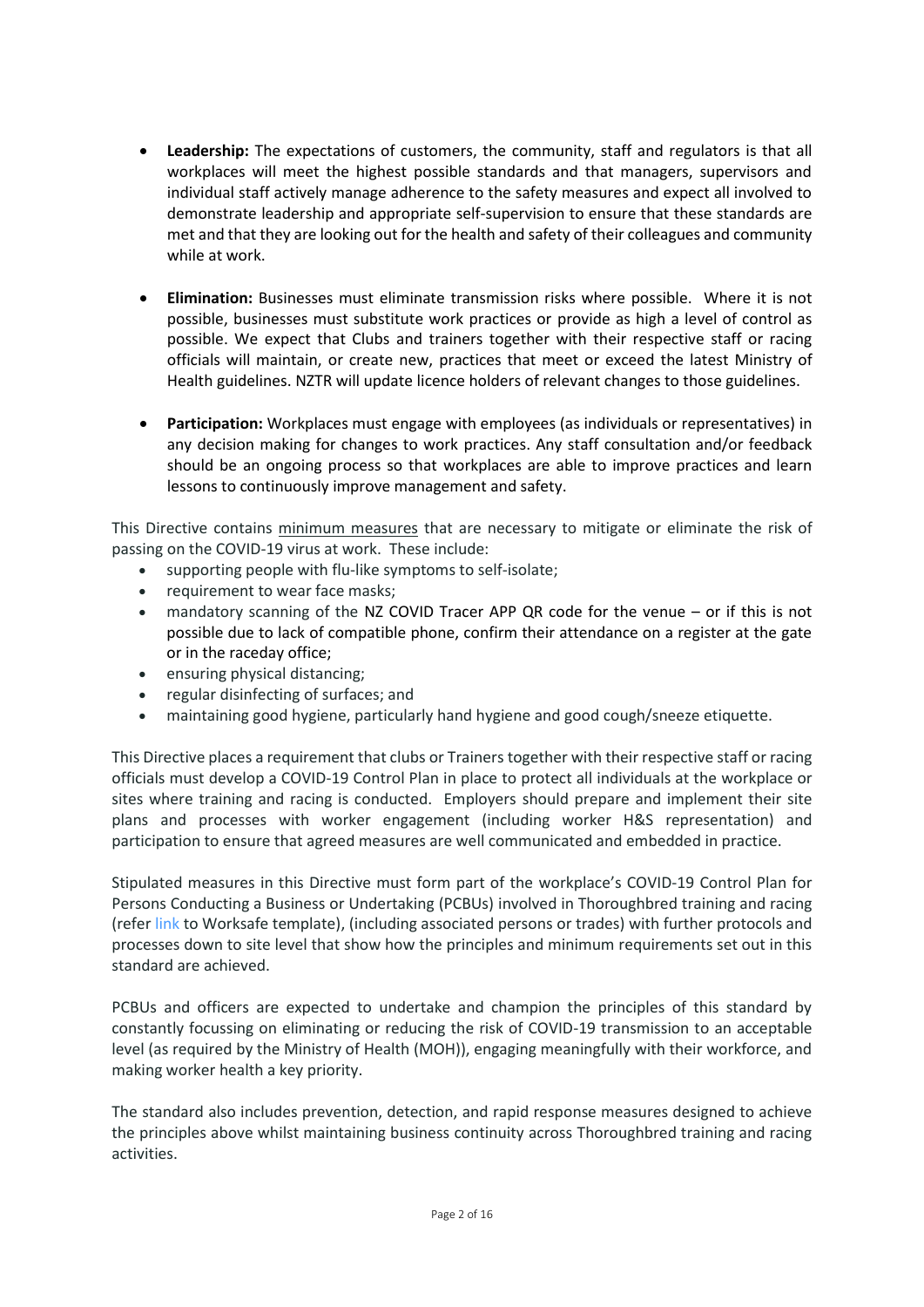- **Leadership:** The expectations of customers, the community, staff and regulators is that all workplaces will meet the highest possible standards and that managers, supervisors and individual staff actively manage adherence to the safety measures and expect all involved to demonstrate leadership and appropriate self-supervision to ensure that these standards are met and that they are looking out for the health and safety of their colleagues and community while at work.

- **Elimination:** Businesses must eliminate transmission risks where possible. Where it is not possible, businesses must substitute work practices or provide as high a level of control as possible. We expect that Clubs and trainers together with their respective staff or racing officials will maintain, or create new, practices that meet or exceed the latest Ministry of Health guidelines. NZTR will update licence holders of relevant changes to those guidelines.

- **Participation:** Workplaces must engage with employees (as individuals or representatives) in any decision making for changes to work practices. Any staff consultation and/or feedback should be an ongoing process so that workplaces are able to improve practices and learn lessons to continuously improve management and safety.

This Directive contains minimum measures that are necessary to mitigate or eliminate the risk of passing on the COVID-19 virus at work. These include:

- supporting people with flu-like symptoms to self-isolate;
- requirement to wear face masks;
- mandatory scanning of the NZ COVID Tracer APP QR code for the venue – or if this is not possible due to lack of compatible phone, confirm their attendance on a register at the gate or in the raceday office;
- ensuring physical distancing;
- regular disinfecting of surfaces; and
- maintaining good hygiene, particularly hand hygiene and good cough/sneeze etiquette.

This Directive places a requirement that clubs or Trainers together with their respective staff or racing officials must develop a COVID-19 Control Plan in place to protect all individuals at the workplace or sites where training and racing is conducted. Employers should prepare and implement their site plans and processes with worker engagement (including worker H&S representation) and participation to ensure that agreed measures are well communicated and embedded in practice.

Stipulated measures in this Directive must form part of the workplace's COVID-19 Control Plan for Persons Conducting a Business or Undertaking (PCBUs) involved in Thoroughbred training and racing (refer link to Worksafe template), (including associated persons or trades) with further protocols and processes down to site level that show how the principles and minimum requirements set out in this standard are achieved.

PCBUs and officers are expected to undertake and champion the principles of this standard by constantly focussing on eliminating or reducing the risk of COVID-19 transmission to an acceptable level (as required by the Ministry of Health (MOH)), engaging meaningfully with their workforce, and making worker health a key priority.

The standard also includes prevention, detection, and rapid response measures designed to achieve the principles above whilst maintaining business continuity across Thoroughbred training and racing activities.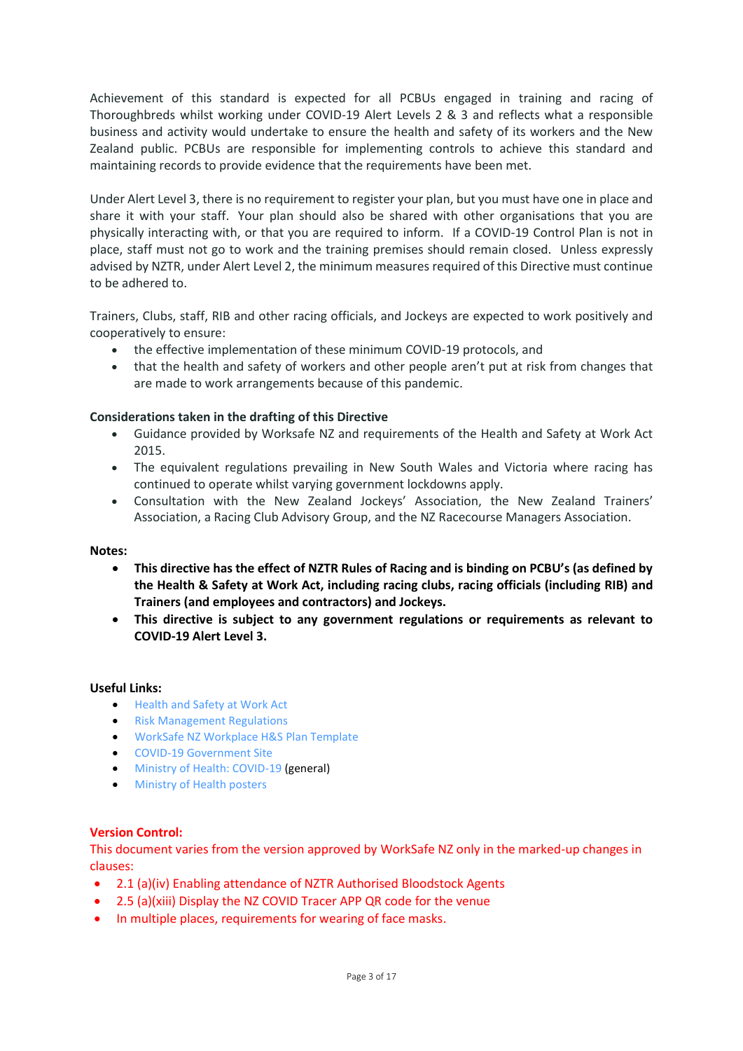Achievement of this standard is expected for all PCBUs engaged in training and racing of Thoroughbreds whilst working under COVID-19 Alert Levels 2 & 3 and reflects what a responsible business and activity would undertake to ensure the health and safety of its workers and the New Zealand public. PCBUs are responsible for implementing controls to achieve this standard and maintaining records to provide evidence that the requirements have been met.

Under Alert Level 3, there is no requirement to register your plan, but you must have one in place and share it with your staff. Your plan should also be shared with other organisations that you are physically interacting with, or that you are required to inform. If a COVID-19 Control Plan is not in place, staff must not go to work and the training premises should remain closed. Unless expressly advised by NZTR, under Alert Level 2, the minimum measures required of this Directive must continue to be adhered to.

Trainers, Clubs, staff, RIB and other racing officials, and Jockeys are expected to work positively and cooperatively to ensure:

- the effective implementation of these minimum COVID-19 protocols, and
- that the health and safety of workers and other people aren't put at risk from changes that are made to work arrangements because of this pandemic.

**Considerations taken in the drafting of this Directive**

- Guidance provided by Worksafe NZ and requirements of the Health and Safety at Work Act 2015.
- The equivalent regulations prevailing in New South Wales and Victoria where racing has continued to operate whilst varying government lockdowns apply.
- Consultation with the New Zealand Jockeys' Association, the New Zealand Trainers' Association, a Racing Club Advisory Group, and the NZ Racecourse Managers Association.

**Notes:**

- **This directive has the effect of NZTR Rules of Racing and is binding on PCBU's (as defined by the Health & Safety at Work Act, including racing clubs, racing officials (including RIB) and Trainers (and employees and contractors) and Jockeys.**
- **This directive is subject to any government regulations or requirements as relevant to COVID-19 Alert Level 3.**

**Useful Links:**

- Health and Safety at Work Act
- Risk Management Regulations
- WorkSafe NZ Workplace H&S Plan Template
- COVID-19 Government Site
- Ministry of Health: COVID-19 (general)
- Ministry of Health posters

**Version Control:**

This document varies from the version approved by WorkSafe NZ only in the marked-up changes in clauses:

- 2.1 (a)(iv) Enabling attendance of NZTR Authorised Bloodstock Agents
- 2.5 (a)(xiii) Display the NZ COVID Tracer APP QR code for the venue
- In multiple places, requirements for wearing of face masks.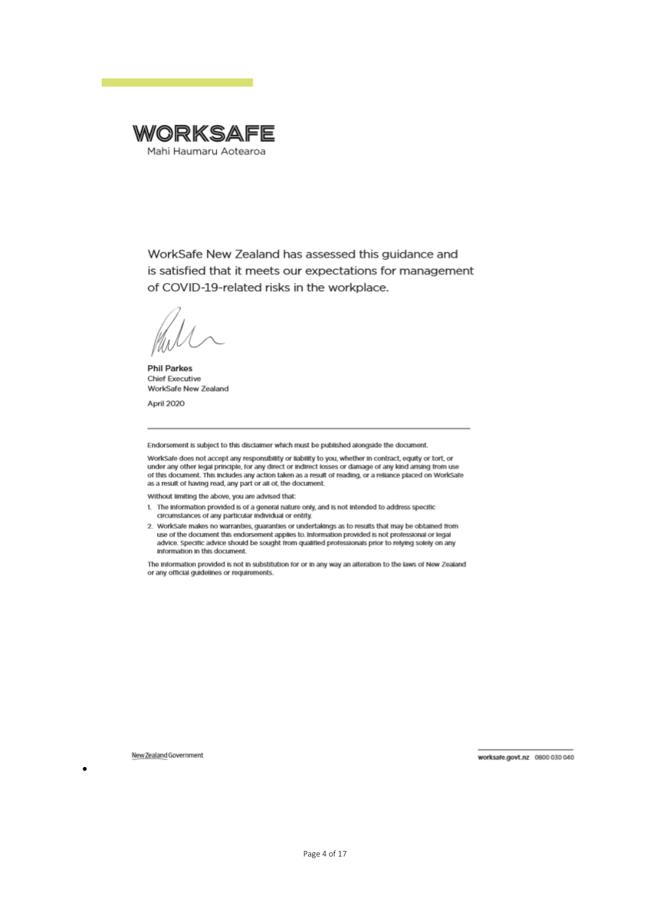**WORKSAFE**

Mahi Haumaru Aotearoa

WorkSafe New Zealand has assessed this guidance and is satisfied that it meets our expectations for management of COVID-19-related risks in the workplace.

**Phil Parkes**
Chief Executive
WorkSafe New Zealand

April 2020

---

Endorsement is subject to this disclaimer which must be published alongside the document.

WorkSafe does not accept any responsibility or liability to you, whether in contract, equity or tort, or under any other legal principle, for any direct or indirect losses or damage of any kind arising from use of this document. This includes any action taken as a result of reading, or a reliance placed on WorkSafe as a result of having read, any part or all of, the document.

Without limiting the above, you are advised that:

1. The information provided is of a general nature only, and is not intended to address specific circumstances of any particular individual or entity.
2. WorkSafe makes no warranties, guarantees or undertakings as to results that may be obtained from use of the document this endorsement applies to. Information provided is not professional or legal advice. Specific advice should be sought from qualified professionals prior to relying solely on any information in this document.

The information provided is not in substitution for or in any way an alteration to the laws of New Zealand or any official guidelines or requirements.

New Zealand Government

worksafe.govt.nz 0800 030 040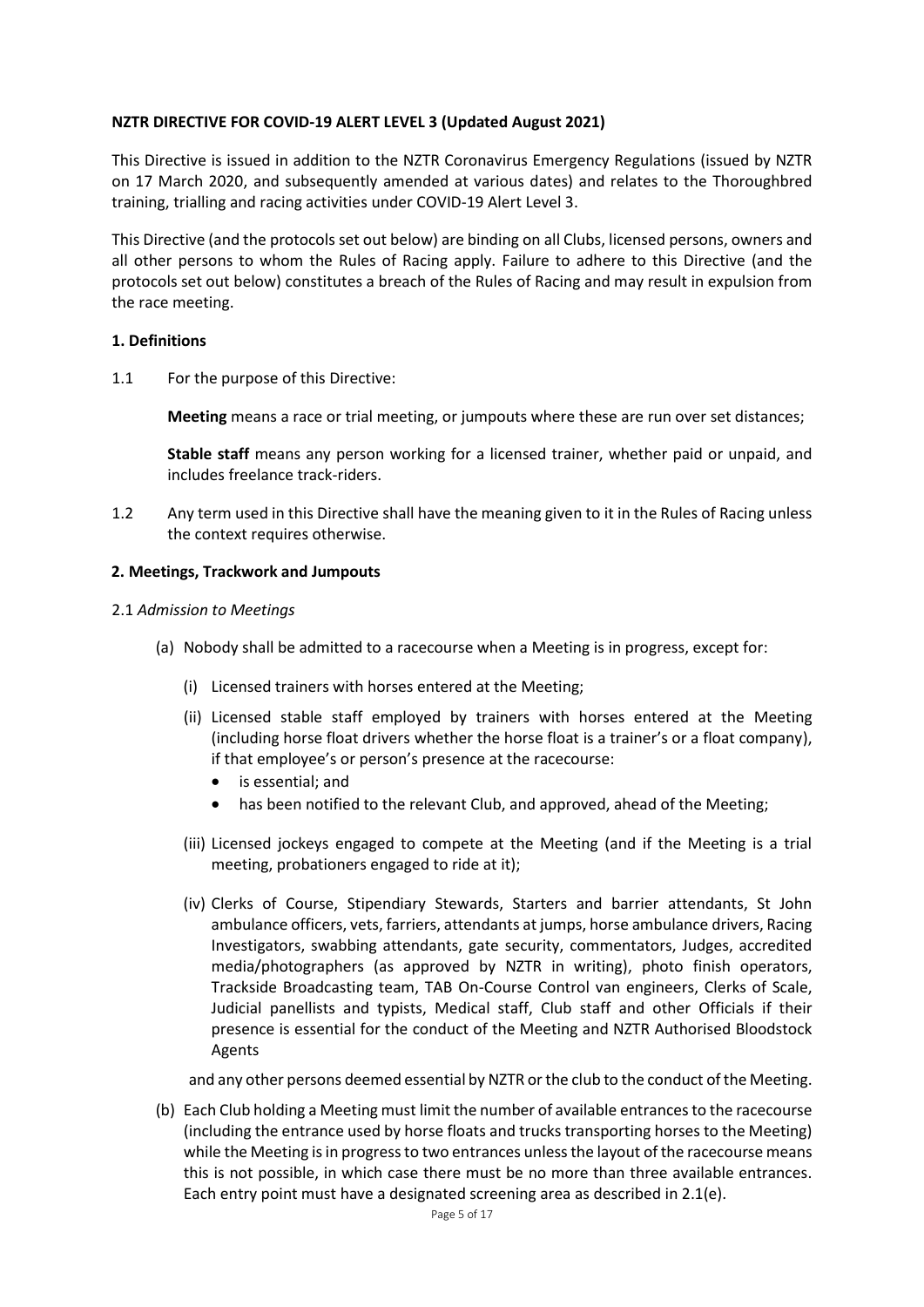**NZTR DIRECTIVE FOR COVID-19 ALERT LEVEL 3 (Updated August 2021)**

This Directive is issued in addition to the NZTR Coronavirus Emergency Regulations (issued by NZTR on 17 March 2020, and subsequently amended at various dates) and relates to the Thoroughbred training, trialling and racing activities under COVID-19 Alert Level 3.

This Directive (and the protocols set out below) are binding on all Clubs, licensed persons, owners and all other persons to whom the Rules of Racing apply. Failure to adhere to this Directive (and the protocols set out below) constitutes a breach of the Rules of Racing and may result in expulsion from the race meeting.

**1. Definitions**

1.1 For the purpose of this Directive:

**Meeting** means a race or trial meeting, or jumpouts where these are run over set distances;

**Stable staff** means any person working for a licensed trainer, whether paid or unpaid, and includes freelance track-riders.

1.2 Any term used in this Directive shall have the meaning given to it in the Rules of Racing unless the context requires otherwise.

**2. Meetings, Trackwork and Jumpouts**

2.1 *Admission to Meetings*

(a) Nobody shall be admitted to a racecourse when a Meeting is in progress, except for:

(i) Licensed trainers with horses entered at the Meeting;

(ii) Licensed stable staff employed by trainers with horses entered at the Meeting (including horse float drivers whether the horse float is a trainer's or a float company), if that employee's or person's presence at the racecourse:

- is essential; and
- has been notified to the relevant Club, and approved, ahead of the Meeting;

(iii) Licensed jockeys engaged to compete at the Meeting (and if the Meeting is a trial meeting, probationers engaged to ride at it);

(iv) Clerks of Course, Stipendiary Stewards, Starters and barrier attendants, St John ambulance officers, vets, farriers, attendants at jumps, horse ambulance drivers, Racing Investigators, swabbing attendants, gate security, commentators, Judges, accredited media/photographers (as approved by NZTR in writing), photo finish operators, Trackside Broadcasting team, TAB On-Course Control van engineers, Clerks of Scale, Judicial panellists and typists, Medical staff, Club staff and other Officials if their presence is essential for the conduct of the Meeting and NZTR Authorised Bloodstock Agents

and any other persons deemed essential by NZTR or the club to the conduct of the Meeting.

(b) Each Club holding a Meeting must limit the number of available entrances to the racecourse (including the entrance used by horse floats and trucks transporting horses to the Meeting) while the Meeting is in progress to two entrances unless the layout of the racecourse means this is not possible, in which case there must be no more than three available entrances. Each entry point must have a designated screening area as described in 2.1(e).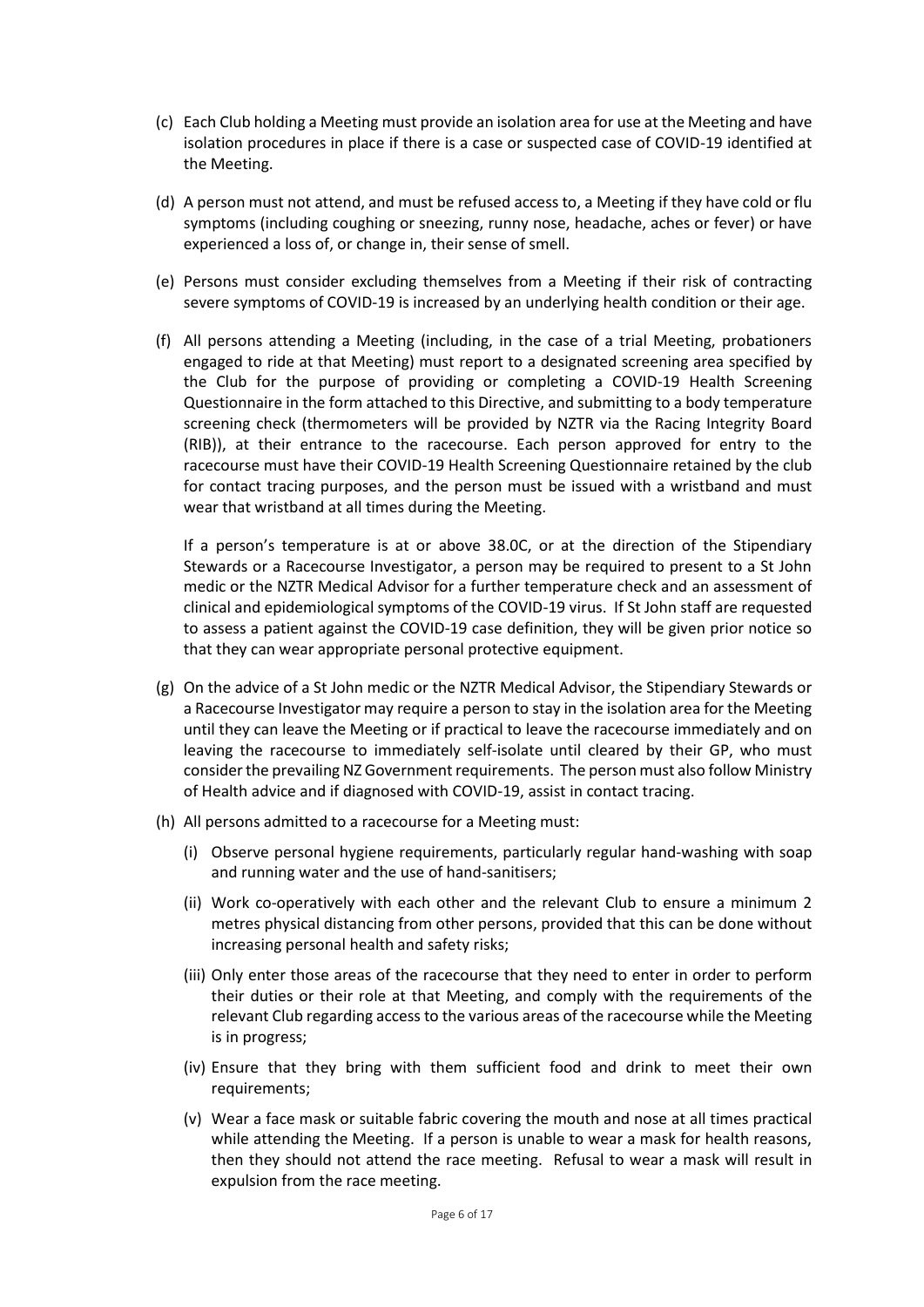(c) Each Club holding a Meeting must provide an isolation area for use at the Meeting and have isolation procedures in place if there is a case or suspected case of COVID-19 identified at the Meeting.

(d) A person must not attend, and must be refused access to, a Meeting if they have cold or flu symptoms (including coughing or sneezing, runny nose, headache, aches or fever) or have experienced a loss of, or change in, their sense of smell.

(e) Persons must consider excluding themselves from a Meeting if their risk of contracting severe symptoms of COVID-19 is increased by an underlying health condition or their age.

(f) All persons attending a Meeting (including, in the case of a trial Meeting, probationers engaged to ride at that Meeting) must report to a designated screening area specified by the Club for the purpose of providing or completing a COVID-19 Health Screening Questionnaire in the form attached to this Directive, and submitting to a body temperature screening check (thermometers will be provided by NZTR via the Racing Integrity Board (RIB)), at their entrance to the racecourse. Each person approved for entry to the racecourse must have their COVID-19 Health Screening Questionnaire retained by the club for contact tracing purposes, and the person must be issued with a wristband and must wear that wristband at all times during the Meeting.

   If a person's temperature is at or above 38.0C, or at the direction of the Stipendiary Stewards or a Racecourse Investigator, a person may be required to present to a St John medic or the NZTR Medical Advisor for a further temperature check and an assessment of clinical and epidemiological symptoms of the COVID-19 virus. If St John staff are requested to assess a patient against the COVID-19 case definition, they will be given prior notice so that they can wear appropriate personal protective equipment.

(g) On the advice of a St John medic or the NZTR Medical Advisor, the Stipendiary Stewards or a Racecourse Investigator may require a person to stay in the isolation area for the Meeting until they can leave the Meeting or if practical to leave the racecourse immediately and on leaving the racecourse to immediately self-isolate until cleared by their GP, who must consider the prevailing NZ Government requirements. The person must also follow Ministry of Health advice and if diagnosed with COVID-19, assist in contact tracing.

(h) All persons admitted to a racecourse for a Meeting must:

   (i) Observe personal hygiene requirements, particularly regular hand-washing with soap and running water and the use of hand-sanitisers;

   (ii) Work co-operatively with each other and the relevant Club to ensure a minimum 2 metres physical distancing from other persons, provided that this can be done without increasing personal health and safety risks;

   (iii) Only enter those areas of the racecourse that they need to enter in order to perform their duties or their role at that Meeting, and comply with the requirements of the relevant Club regarding access to the various areas of the racecourse while the Meeting is in progress;

   (iv) Ensure that they bring with them sufficient food and drink to meet their own requirements;

   (v) Wear a face mask or suitable fabric covering the mouth and nose at all times practical while attending the Meeting. If a person is unable to wear a mask for health reasons, then they should not attend the race meeting. Refusal to wear a mask will result in expulsion from the race meeting.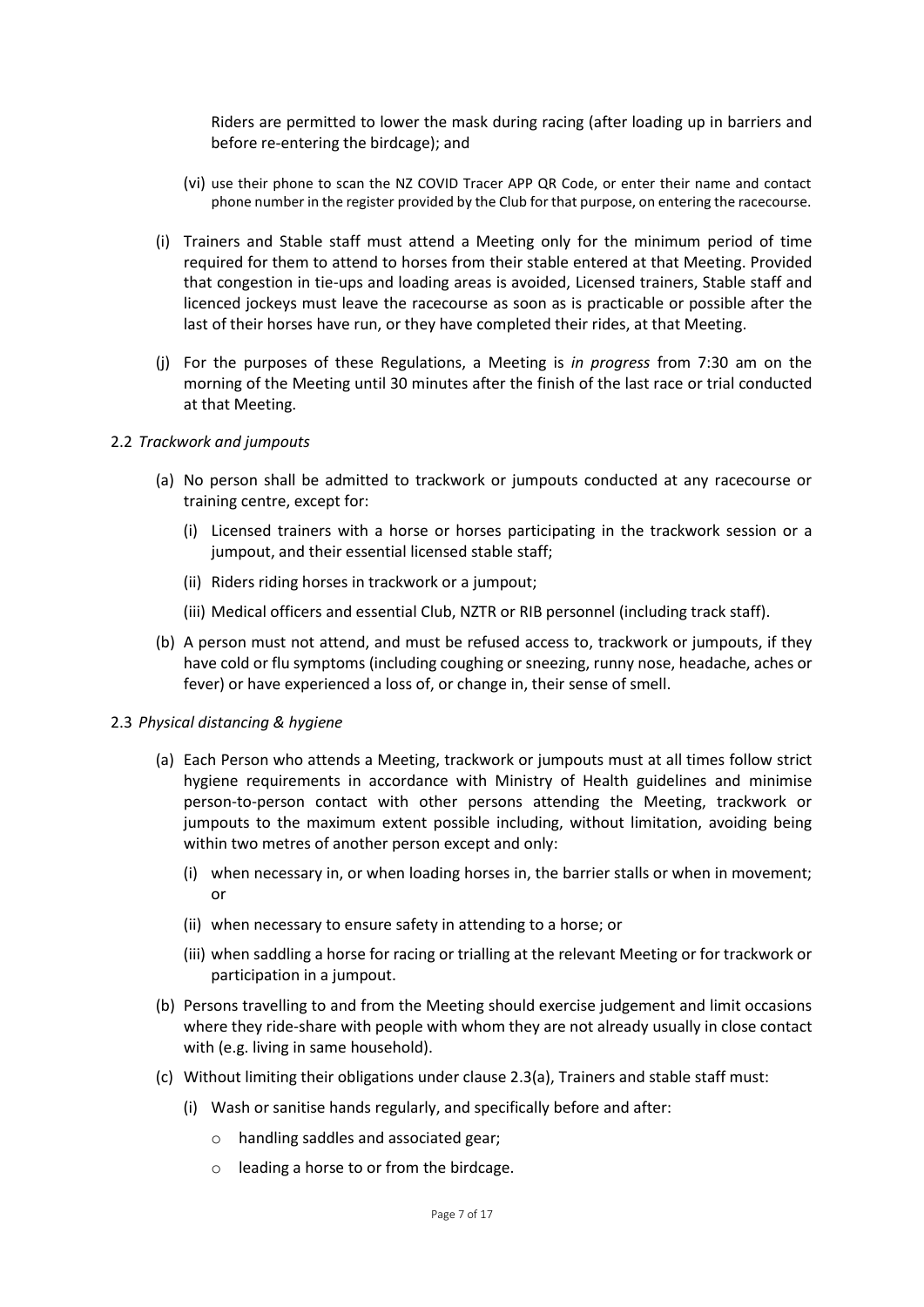Riders are permitted to lower the mask during racing (after loading up in barriers and before re-entering the birdcage); and

(vi) use their phone to scan the NZ COVID Tracer APP QR Code, or enter their name and contact phone number in the register provided by the Club for that purpose, on entering the racecourse.

(i) Trainers and Stable staff must attend a Meeting only for the minimum period of time required for them to attend to horses from their stable entered at that Meeting. Provided that congestion in tie-ups and loading areas is avoided, Licensed trainers, Stable staff and licenced jockeys must leave the racecourse as soon as is practicable or possible after the last of their horses have run, or they have completed their rides, at that Meeting.

(j) For the purposes of these Regulations, a Meeting is *in progress* from 7:30 am on the morning of the Meeting until 30 minutes after the finish of the last race or trial conducted at that Meeting.

2.2 *Trackwork and jumpouts*

(a) No person shall be admitted to trackwork or jumpouts conducted at any racecourse or training centre, except for:

(i) Licensed trainers with a horse or horses participating in the trackwork session or a jumpout, and their essential licensed stable staff;

(ii) Riders riding horses in trackwork or a jumpout;

(iii) Medical officers and essential Club, NZTR or RIB personnel (including track staff).

(b) A person must not attend, and must be refused access to, trackwork or jumpouts, if they have cold or flu symptoms (including coughing or sneezing, runny nose, headache, aches or fever) or have experienced a loss of, or change in, their sense of smell.

2.3 *Physical distancing & hygiene*

(a) Each Person who attends a Meeting, trackwork or jumpouts must at all times follow strict hygiene requirements in accordance with Ministry of Health guidelines and minimise person-to-person contact with other persons attending the Meeting, trackwork or jumpouts to the maximum extent possible including, without limitation, avoiding being within two metres of another person except and only:

(i) when necessary in, or when loading horses in, the barrier stalls or when in movement; or

(ii) when necessary to ensure safety in attending to a horse; or

(iii) when saddling a horse for racing or trialling at the relevant Meeting or for trackwork or participation in a jumpout.

(b) Persons travelling to and from the Meeting should exercise judgement and limit occasions where they ride-share with people with whom they are not already usually in close contact with (e.g. living in same household).

(c) Without limiting their obligations under clause 2.3(a), Trainers and stable staff must:

(i) Wash or sanitise hands regularly, and specifically before and after:

- handling saddles and associated gear;
- leading a horse to or from the birdcage.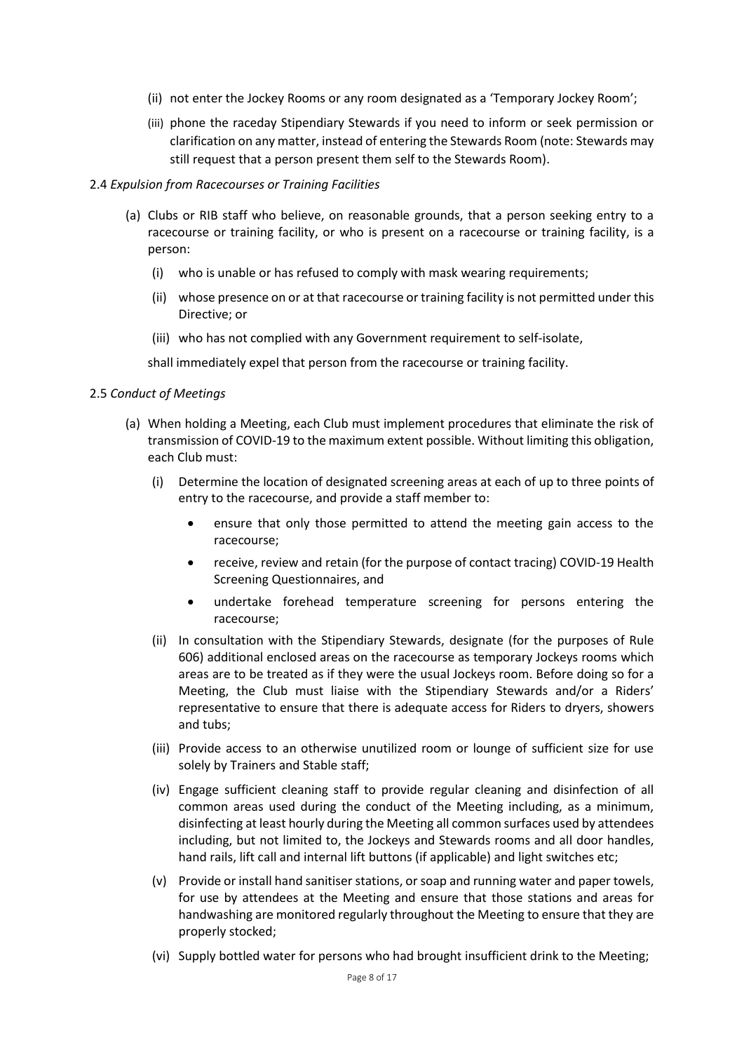(ii) not enter the Jockey Rooms or any room designated as a 'Temporary Jockey Room';

(iii) phone the raceday Stipendiary Stewards if you need to inform or seek permission or clarification on any matter, instead of entering the Stewards Room (note: Stewards may still request that a person present them self to the Stewards Room).

2.4 *Expulsion from Racecourses or Training Facilities*

(a) Clubs or RIB staff who believe, on reasonable grounds, that a person seeking entry to a racecourse or training facility, or who is present on a racecourse or training facility, is a person:

(i) who is unable or has refused to comply with mask wearing requirements;

(ii) whose presence on or at that racecourse or training facility is not permitted under this Directive; or

(iii) who has not complied with any Government requirement to self-isolate,

shall immediately expel that person from the racecourse or training facility.

2.5 *Conduct of Meetings*

(a) When holding a Meeting, each Club must implement procedures that eliminate the risk of transmission of COVID-19 to the maximum extent possible. Without limiting this obligation, each Club must:

(i) Determine the location of designated screening areas at each of up to three points of entry to the racecourse, and provide a staff member to:

- ensure that only those permitted to attend the meeting gain access to the racecourse;
- receive, review and retain (for the purpose of contact tracing) COVID-19 Health Screening Questionnaires, and
- undertake forehead temperature screening for persons entering the racecourse;

(ii) In consultation with the Stipendiary Stewards, designate (for the purposes of Rule 606) additional enclosed areas on the racecourse as temporary Jockeys rooms which areas are to be treated as if they were the usual Jockeys room. Before doing so for a Meeting, the Club must liaise with the Stipendiary Stewards and/or a Riders' representative to ensure that there is adequate access for Riders to dryers, showers and tubs;

(iii) Provide access to an otherwise unutilized room or lounge of sufficient size for use solely by Trainers and Stable staff;

(iv) Engage sufficient cleaning staff to provide regular cleaning and disinfection of all common areas used during the conduct of the Meeting including, as a minimum, disinfecting at least hourly during the Meeting all common surfaces used by attendees including, but not limited to, the Jockeys and Stewards rooms and all door handles, hand rails, lift call and internal lift buttons (if applicable) and light switches etc;

(v) Provide or install hand sanitiser stations, or soap and running water and paper towels, for use by attendees at the Meeting and ensure that those stations and areas for handwashing are monitored regularly throughout the Meeting to ensure that they are properly stocked;

(vi) Supply bottled water for persons who had brought insufficient drink to the Meeting;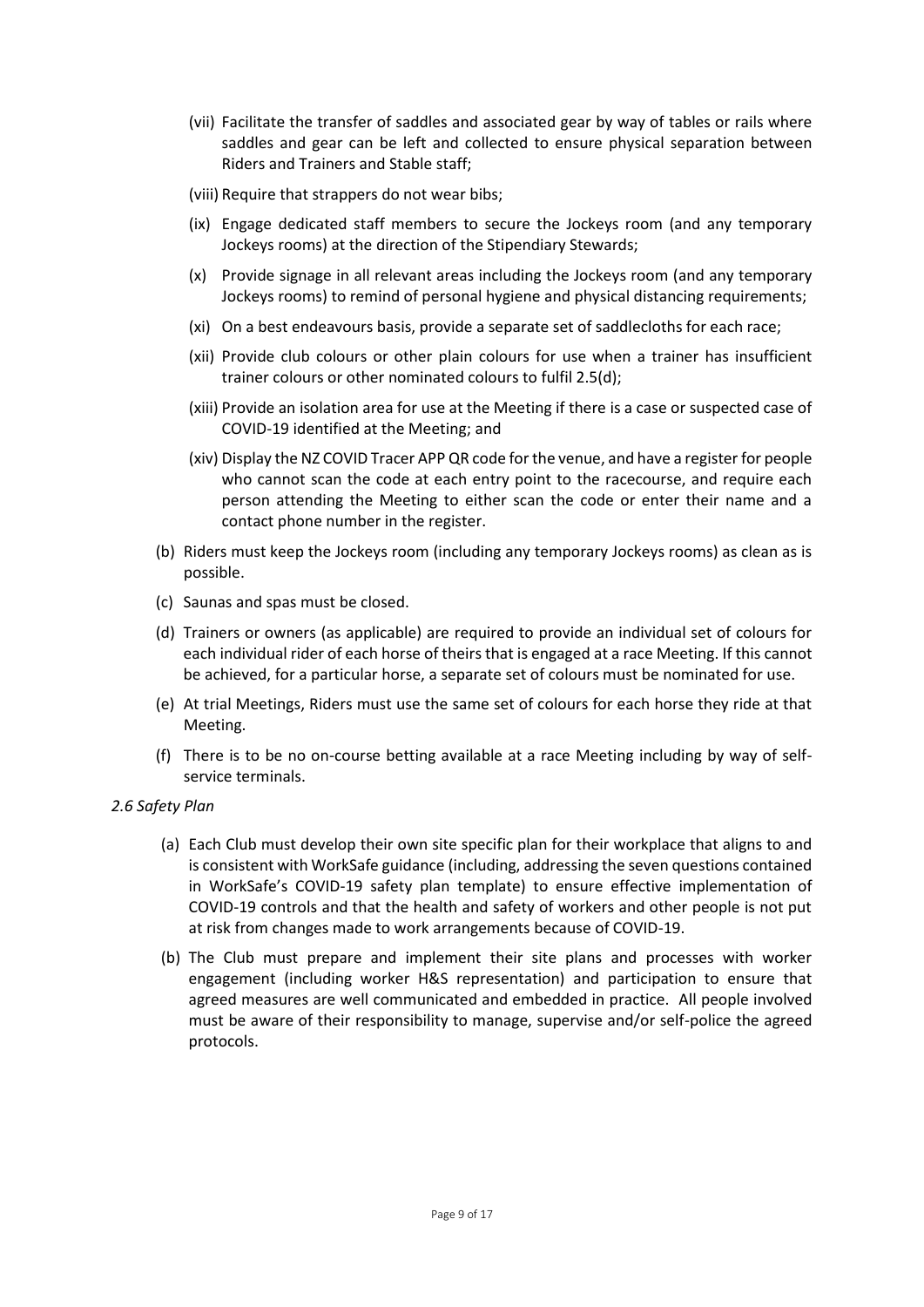(vii) Facilitate the transfer of saddles and associated gear by way of tables or rails where saddles and gear can be left and collected to ensure physical separation between Riders and Trainers and Stable staff;

(viii) Require that strappers do not wear bibs;

(ix) Engage dedicated staff members to secure the Jockeys room (and any temporary Jockeys rooms) at the direction of the Stipendiary Stewards;

(x) Provide signage in all relevant areas including the Jockeys room (and any temporary Jockeys rooms) to remind of personal hygiene and physical distancing requirements;

(xi) On a best endeavours basis, provide a separate set of saddlecloths for each race;

(xii) Provide club colours or other plain colours for use when a trainer has insufficient trainer colours or other nominated colours to fulfil 2.5(d);

(xiii) Provide an isolation area for use at the Meeting if there is a case or suspected case of COVID-19 identified at the Meeting; and

(xiv) Display the NZ COVID Tracer APP QR code for the venue, and have a register for people who cannot scan the code at each entry point to the racecourse, and require each person attending the Meeting to either scan the code or enter their name and a contact phone number in the register.

(b) Riders must keep the Jockeys room (including any temporary Jockeys rooms) as clean as is possible.

(c) Saunas and spas must be closed.

(d) Trainers or owners (as applicable) are required to provide an individual set of colours for each individual rider of each horse of theirs that is engaged at a race Meeting. If this cannot be achieved, for a particular horse, a separate set of colours must be nominated for use.

(e) At trial Meetings, Riders must use the same set of colours for each horse they ride at that Meeting.

(f) There is to be no on-course betting available at a race Meeting including by way of self-service terminals.

*2.6 Safety Plan*

(a) Each Club must develop their own site specific plan for their workplace that aligns to and is consistent with WorkSafe guidance (including, addressing the seven questions contained in WorkSafe's COVID-19 safety plan template) to ensure effective implementation of COVID-19 controls and that the health and safety of workers and other people is not put at risk from changes made to work arrangements because of COVID-19.

(b) The Club must prepare and implement their site plans and processes with worker engagement (including worker H&S representation) and participation to ensure that agreed measures are well communicated and embedded in practice. All people involved must be aware of their responsibility to manage, supervise and/or self-police the agreed protocols.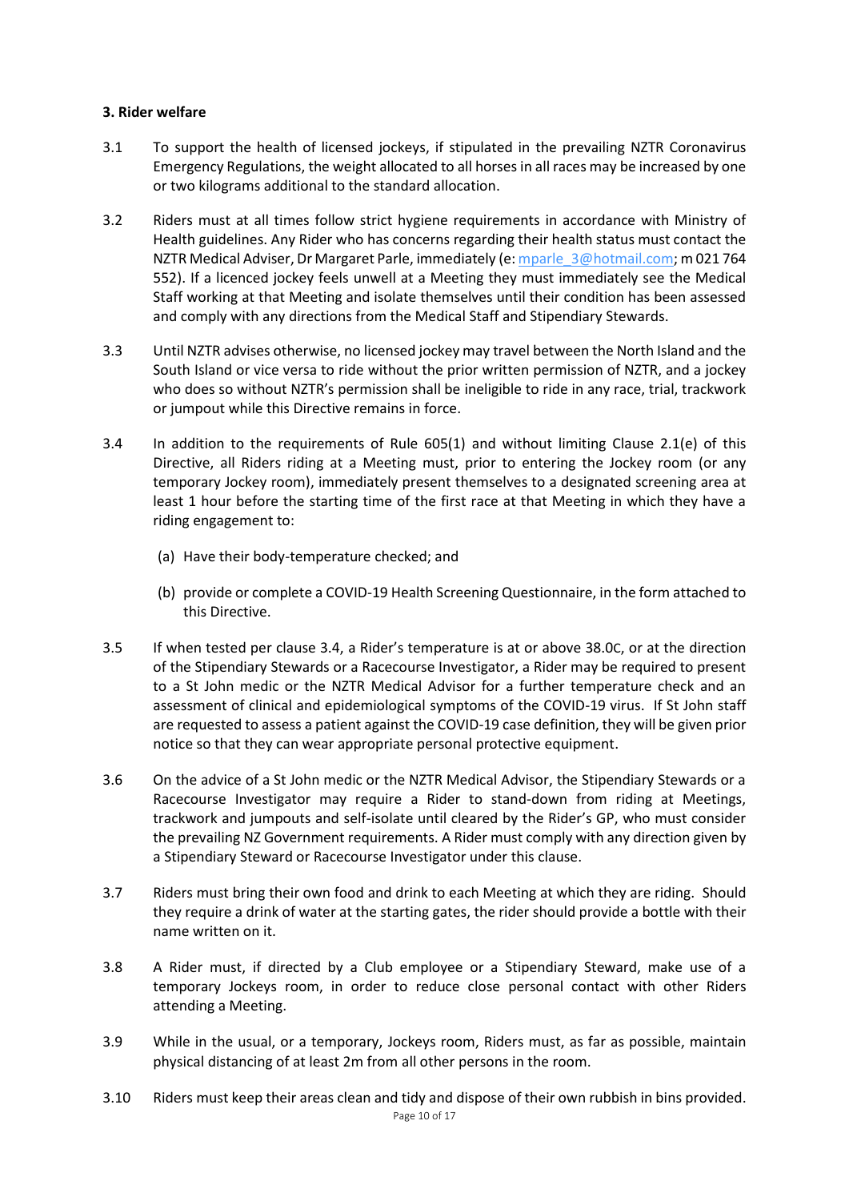**3. Rider welfare**

3.1 To support the health of licensed jockeys, if stipulated in the prevailing NZTR Coronavirus Emergency Regulations, the weight allocated to all horses in all races may be increased by one or two kilograms additional to the standard allocation.

3.2 Riders must at all times follow strict hygiene requirements in accordance with Ministry of Health guidelines. Any Rider who has concerns regarding their health status must contact the NZTR Medical Adviser, Dr Margaret Parle, immediately (e: mparle_3@hotmail.com; m 021 764 552). If a licenced jockey feels unwell at a Meeting they must immediately see the Medical Staff working at that Meeting and isolate themselves until their condition has been assessed and comply with any directions from the Medical Staff and Stipendiary Stewards.

3.3 Until NZTR advises otherwise, no licensed jockey may travel between the North Island and the South Island or vice versa to ride without the prior written permission of NZTR, and a jockey who does so without NZTR's permission shall be ineligible to ride in any race, trial, trackwork or jumpout while this Directive remains in force.

3.4 In addition to the requirements of Rule 605(1) and without limiting Clause 2.1(e) of this Directive, all Riders riding at a Meeting must, prior to entering the Jockey room (or any temporary Jockey room), immediately present themselves to a designated screening area at least 1 hour before the starting time of the first race at that Meeting in which they have a riding engagement to:

(a) Have their body-temperature checked; and

(b) provide or complete a COVID-19 Health Screening Questionnaire, in the form attached to this Directive.

3.5 If when tested per clause 3.4, a Rider's temperature is at or above 38.0C, or at the direction of the Stipendiary Stewards or a Racecourse Investigator, a Rider may be required to present to a St John medic or the NZTR Medical Advisor for a further temperature check and an assessment of clinical and epidemiological symptoms of the COVID-19 virus. If St John staff are requested to assess a patient against the COVID-19 case definition, they will be given prior notice so that they can wear appropriate personal protective equipment.

3.6 On the advice of a St John medic or the NZTR Medical Advisor, the Stipendiary Stewards or a Racecourse Investigator may require a Rider to stand-down from riding at Meetings, trackwork and jumpouts and self-isolate until cleared by the Rider's GP, who must consider the prevailing NZ Government requirements. A Rider must comply with any direction given by a Stipendiary Steward or Racecourse Investigator under this clause.

3.7 Riders must bring their own food and drink to each Meeting at which they are riding. Should they require a drink of water at the starting gates, the rider should provide a bottle with their name written on it.

3.8 A Rider must, if directed by a Club employee or a Stipendiary Steward, make use of a temporary Jockeys room, in order to reduce close personal contact with other Riders attending a Meeting.

3.9 While in the usual, or a temporary, Jockeys room, Riders must, as far as possible, maintain physical distancing of at least 2m from all other persons in the room.

3.10 Riders must keep their areas clean and tidy and dispose of their own rubbish in bins provided.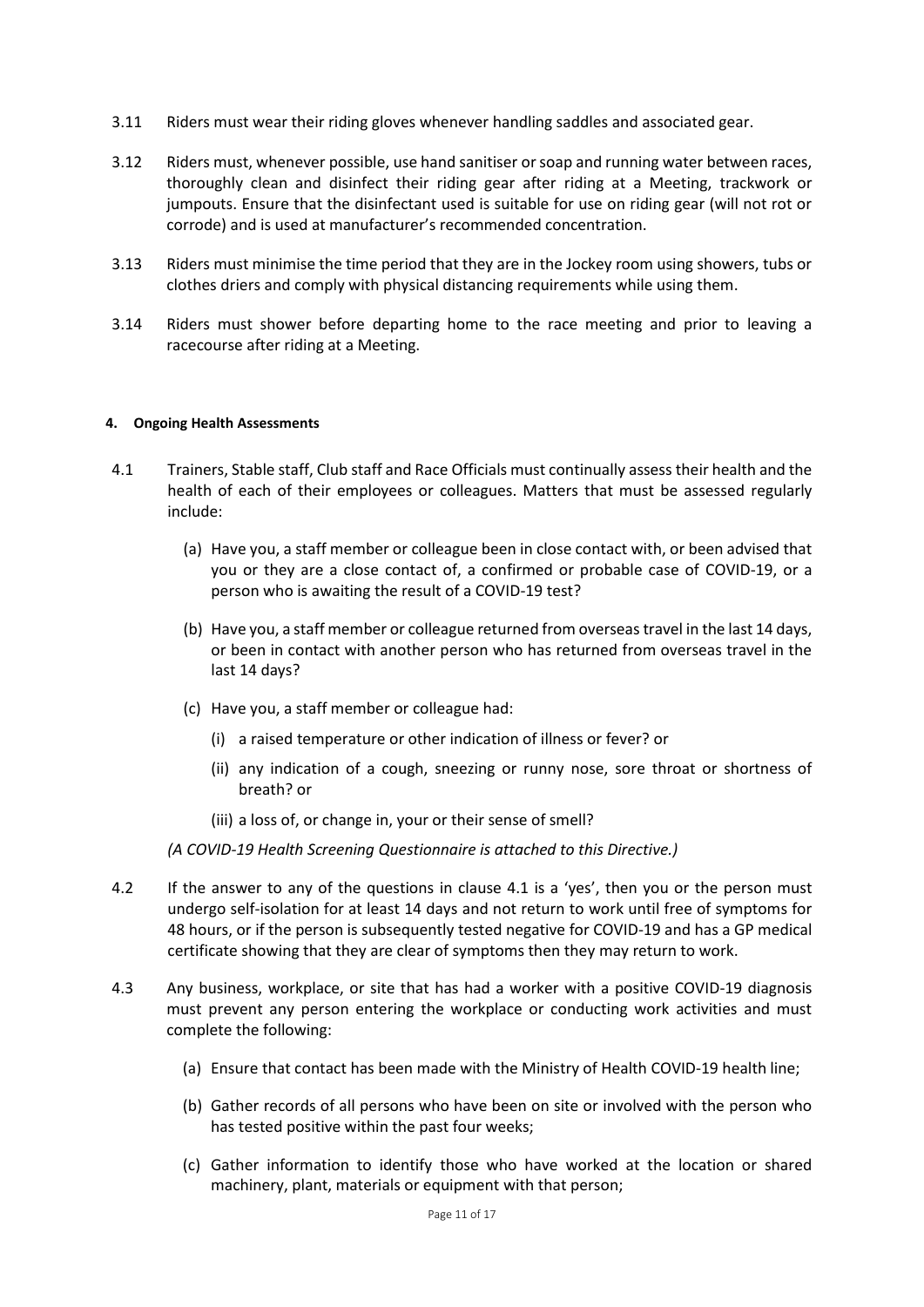3.11 Riders must wear their riding gloves whenever handling saddles and associated gear.

3.12 Riders must, whenever possible, use hand sanitiser or soap and running water between races, thoroughly clean and disinfect their riding gear after riding at a Meeting, trackwork or jumpouts. Ensure that the disinfectant used is suitable for use on riding gear (will not rot or corrode) and is used at manufacturer's recommended concentration.

3.13 Riders must minimise the time period that they are in the Jockey room using showers, tubs or clothes driers and comply with physical distancing requirements while using them.

3.14 Riders must shower before departing home to the race meeting and prior to leaving a racecourse after riding at a Meeting.

#### 4. Ongoing Health Assessments

4.1 Trainers, Stable staff, Club staff and Race Officials must continually assess their health and the health of each of their employees or colleagues. Matters that must be assessed regularly include:

(a) Have you, a staff member or colleague been in close contact with, or been advised that you or they are a close contact of, a confirmed or probable case of COVID-19, or a person who is awaiting the result of a COVID-19 test?

(b) Have you, a staff member or colleague returned from overseas travel in the last 14 days, or been in contact with another person who has returned from overseas travel in the last 14 days?

(c) Have you, a staff member or colleague had:

(i) a raised temperature or other indication of illness or fever? or

(ii) any indication of a cough, sneezing or runny nose, sore throat or shortness of breath? or

(iii) a loss of, or change in, your or their sense of smell?

*(A COVID-19 Health Screening Questionnaire is attached to this Directive.)*

4.2 If the answer to any of the questions in clause 4.1 is a 'yes', then you or the person must undergo self-isolation for at least 14 days and not return to work until free of symptoms for 48 hours, or if the person is subsequently tested negative for COVID-19 and has a GP medical certificate showing that they are clear of symptoms then they may return to work.

4.3 Any business, workplace, or site that has had a worker with a positive COVID-19 diagnosis must prevent any person entering the workplace or conducting work activities and must complete the following:

(a) Ensure that contact has been made with the Ministry of Health COVID-19 health line;

(b) Gather records of all persons who have been on site or involved with the person who has tested positive within the past four weeks;

(c) Gather information to identify those who have worked at the location or shared machinery, plant, materials or equipment with that person;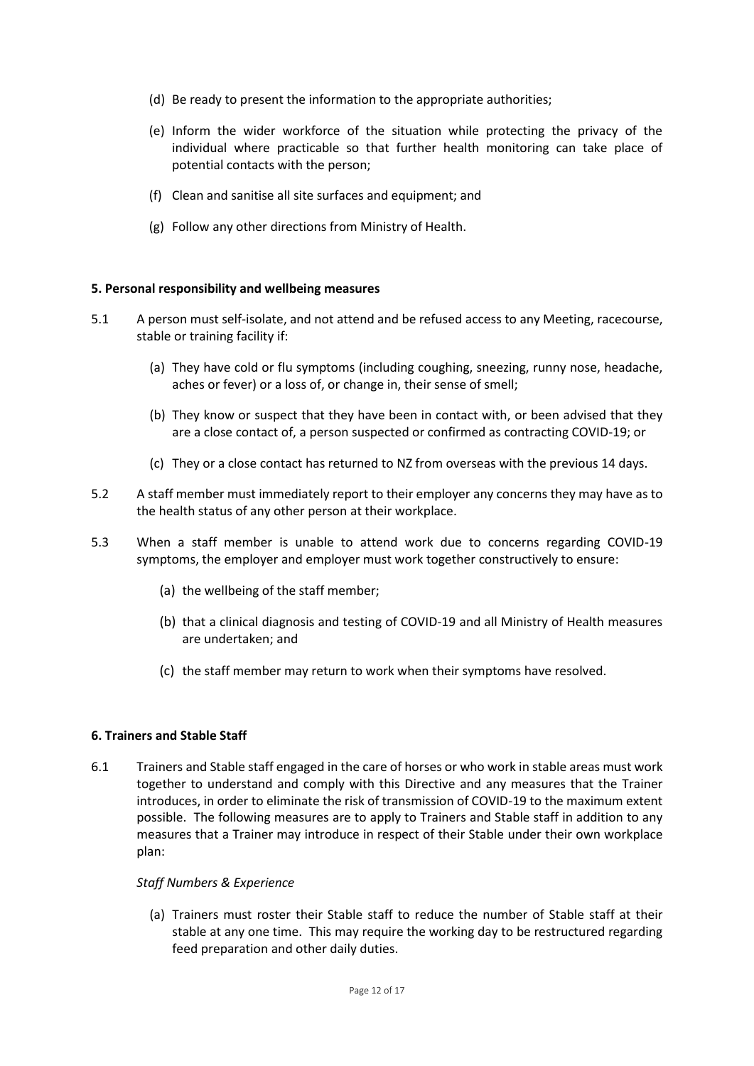(d) Be ready to present the information to the appropriate authorities;

(e) Inform the wider workforce of the situation while protecting the privacy of the individual where practicable so that further health monitoring can take place of potential contacts with the person;

(f) Clean and sanitise all site surfaces and equipment; and

(g) Follow any other directions from Ministry of Health.

**5. Personal responsibility and wellbeing measures**

5.1 A person must self-isolate, and not attend and be refused access to any Meeting, racecourse, stable or training facility if:

(a) They have cold or flu symptoms (including coughing, sneezing, runny nose, headache, aches or fever) or a loss of, or change in, their sense of smell;

(b) They know or suspect that they have been in contact with, or been advised that they are a close contact of, a person suspected or confirmed as contracting COVID-19; or

(c) They or a close contact has returned to NZ from overseas with the previous 14 days.

5.2 A staff member must immediately report to their employer any concerns they may have as to the health status of any other person at their workplace.

5.3 When a staff member is unable to attend work due to concerns regarding COVID-19 symptoms, the employer and employer must work together constructively to ensure:

(a) the wellbeing of the staff member;

(b) that a clinical diagnosis and testing of COVID-19 and all Ministry of Health measures are undertaken; and

(c) the staff member may return to work when their symptoms have resolved.

**6. Trainers and Stable Staff**

6.1 Trainers and Stable staff engaged in the care of horses or who work in stable areas must work together to understand and comply with this Directive and any measures that the Trainer introduces, in order to eliminate the risk of transmission of COVID-19 to the maximum extent possible. The following measures are to apply to Trainers and Stable staff in addition to any measures that a Trainer may introduce in respect of their Stable under their own workplace plan:

*Staff Numbers & Experience*

(a) Trainers must roster their Stable staff to reduce the number of Stable staff at their stable at any one time. This may require the working day to be restructured regarding feed preparation and other daily duties.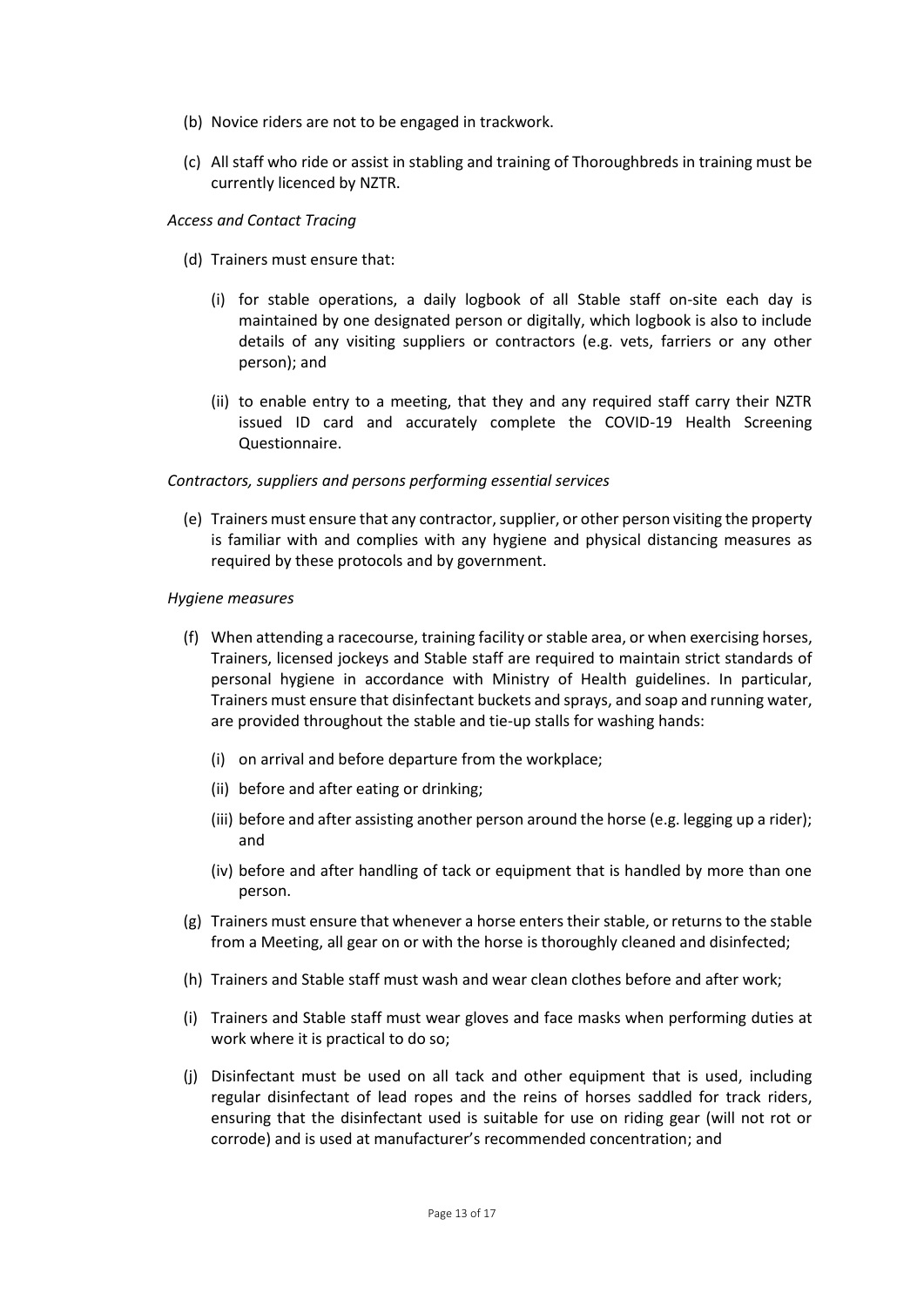(b) Novice riders are not to be engaged in trackwork.

(c) All staff who ride or assist in stabling and training of Thoroughbreds in training must be currently licenced by NZTR.

*Access and Contact Tracing*

(d) Trainers must ensure that:

  (i) for stable operations, a daily logbook of all Stable staff on-site each day is maintained by one designated person or digitally, which logbook is also to include details of any visiting suppliers or contractors (e.g. vets, farriers or any other person); and

  (ii) to enable entry to a meeting, that they and any required staff carry their NZTR issued ID card and accurately complete the COVID-19 Health Screening Questionnaire.

*Contractors, suppliers and persons performing essential services*

(e) Trainers must ensure that any contractor, supplier, or other person visiting the property is familiar with and complies with any hygiene and physical distancing measures as required by these protocols and by government.

*Hygiene measures*

(f) When attending a racecourse, training facility or stable area, or when exercising horses, Trainers, licensed jockeys and Stable staff are required to maintain strict standards of personal hygiene in accordance with Ministry of Health guidelines. In particular, Trainers must ensure that disinfectant buckets and sprays, and soap and running water, are provided throughout the stable and tie-up stalls for washing hands:

  (i) on arrival and before departure from the workplace;

  (ii) before and after eating or drinking;

  (iii) before and after assisting another person around the horse (e.g. legging up a rider); and

  (iv) before and after handling of tack or equipment that is handled by more than one person.

(g) Trainers must ensure that whenever a horse enters their stable, or returns to the stable from a Meeting, all gear on or with the horse is thoroughly cleaned and disinfected;

(h) Trainers and Stable staff must wash and wear clean clothes before and after work;

(i) Trainers and Stable staff must wear gloves and face masks when performing duties at work where it is practical to do so;

(j) Disinfectant must be used on all tack and other equipment that is used, including regular disinfectant of lead ropes and the reins of horses saddled for track riders, ensuring that the disinfectant used is suitable for use on riding gear (will not rot or corrode) and is used at manufacturer's recommended concentration; and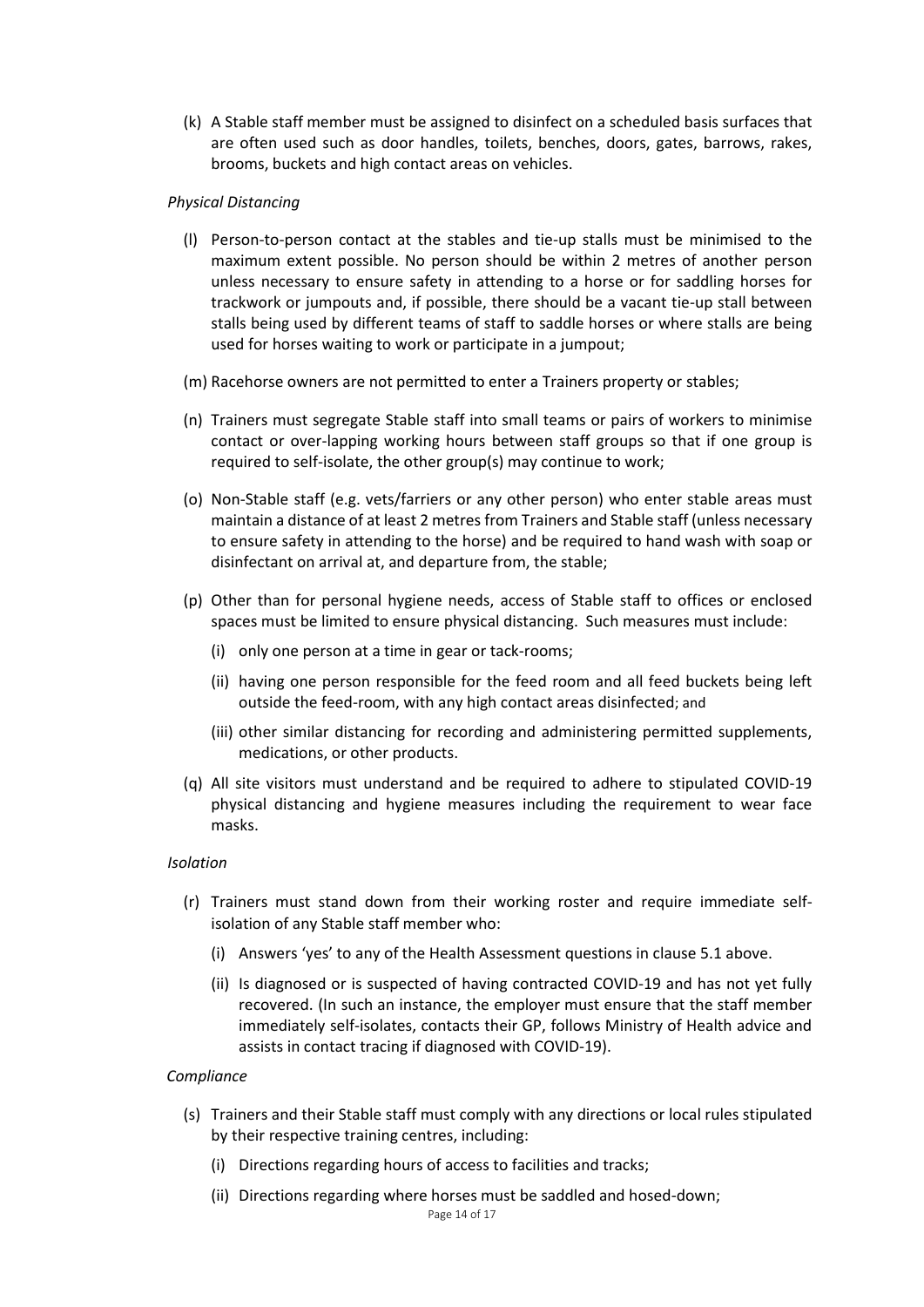(k) A Stable staff member must be assigned to disinfect on a scheduled basis surfaces that are often used such as door handles, toilets, benches, doors, gates, barrows, rakes, brooms, buckets and high contact areas on vehicles.

*Physical Distancing*

(l) Person-to-person contact at the stables and tie-up stalls must be minimised to the maximum extent possible. No person should be within 2 metres of another person unless necessary to ensure safety in attending to a horse or for saddling horses for trackwork or jumpouts and, if possible, there should be a vacant tie-up stall between stalls being used by different teams of staff to saddle horses or where stalls are being used for horses waiting to work or participate in a jumpout;

(m) Racehorse owners are not permitted to enter a Trainers property or stables;

(n) Trainers must segregate Stable staff into small teams or pairs of workers to minimise contact or over-lapping working hours between staff groups so that if one group is required to self-isolate, the other group(s) may continue to work;

(o) Non-Stable staff (e.g. vets/farriers or any other person) who enter stable areas must maintain a distance of at least 2 metres from Trainers and Stable staff (unless necessary to ensure safety in attending to the horse) and be required to hand wash with soap or disinfectant on arrival at, and departure from, the stable;

(p) Other than for personal hygiene needs, access of Stable staff to offices or enclosed spaces must be limited to ensure physical distancing. Such measures must include:

   (i) only one person at a time in gear or tack-rooms;

   (ii) having one person responsible for the feed room and all feed buckets being left outside the feed-room, with any high contact areas disinfected; and

   (iii) other similar distancing for recording and administering permitted supplements, medications, or other products.

(q) All site visitors must understand and be required to adhere to stipulated COVID-19 physical distancing and hygiene measures including the requirement to wear face masks.

*Isolation*

(r) Trainers must stand down from their working roster and require immediate self-isolation of any Stable staff member who:

   (i) Answers 'yes' to any of the Health Assessment questions in clause 5.1 above.

   (ii) Is diagnosed or is suspected of having contracted COVID-19 and has not yet fully recovered. (In such an instance, the employer must ensure that the staff member immediately self-isolates, contacts their GP, follows Ministry of Health advice and assists in contact tracing if diagnosed with COVID-19).

*Compliance*

(s) Trainers and their Stable staff must comply with any directions or local rules stipulated by their respective training centres, including:

   (i) Directions regarding hours of access to facilities and tracks;

   (ii) Directions regarding where horses must be saddled and hosed-down;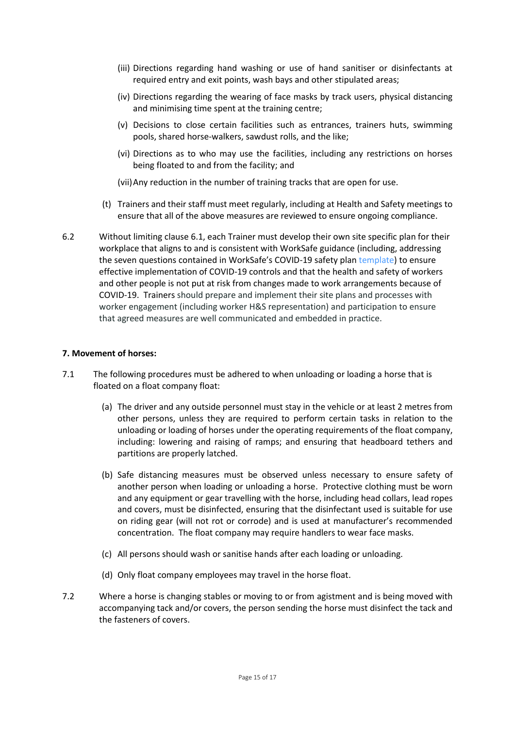(iii) Directions regarding hand washing or use of hand sanitiser or disinfectants at required entry and exit points, wash bays and other stipulated areas;

(iv) Directions regarding the wearing of face masks by track users, physical distancing and minimising time spent at the training centre;

(v) Decisions to close certain facilities such as entrances, trainers huts, swimming pools, shared horse-walkers, sawdust rolls, and the like;

(vi) Directions as to who may use the facilities, including any restrictions on horses being floated to and from the facility; and

(vii) Any reduction in the number of training tracks that are open for use.

(t) Trainers and their staff must meet regularly, including at Health and Safety meetings to ensure that all of the above measures are reviewed to ensure ongoing compliance.

6.2 Without limiting clause 6.1, each Trainer must develop their own site specific plan for their workplace that aligns to and is consistent with WorkSafe guidance (including, addressing the seven questions contained in WorkSafe's COVID-19 safety plan template) to ensure effective implementation of COVID-19 controls and that the health and safety of workers and other people is not put at risk from changes made to work arrangements because of COVID-19. Trainers should prepare and implement their site plans and processes with worker engagement (including worker H&S representation) and participation to ensure that agreed measures are well communicated and embedded in practice.

**7. Movement of horses:**

7.1 The following procedures must be adhered to when unloading or loading a horse that is floated on a float company float:

(a) The driver and any outside personnel must stay in the vehicle or at least 2 metres from other persons, unless they are required to perform certain tasks in relation to the unloading or loading of horses under the operating requirements of the float company, including: lowering and raising of ramps; and ensuring that headboard tethers and partitions are properly latched.

(b) Safe distancing measures must be observed unless necessary to ensure safety of another person when loading or unloading a horse. Protective clothing must be worn and any equipment or gear travelling with the horse, including head collars, lead ropes and covers, must be disinfected, ensuring that the disinfectant used is suitable for use on riding gear (will not rot or corrode) and is used at manufacturer's recommended concentration. The float company may require handlers to wear face masks.

(c) All persons should wash or sanitise hands after each loading or unloading.

(d) Only float company employees may travel in the horse float.

7.2 Where a horse is changing stables or moving to or from agistment and is being moved with accompanying tack and/or covers, the person sending the horse must disinfect the tack and the fasteners of covers.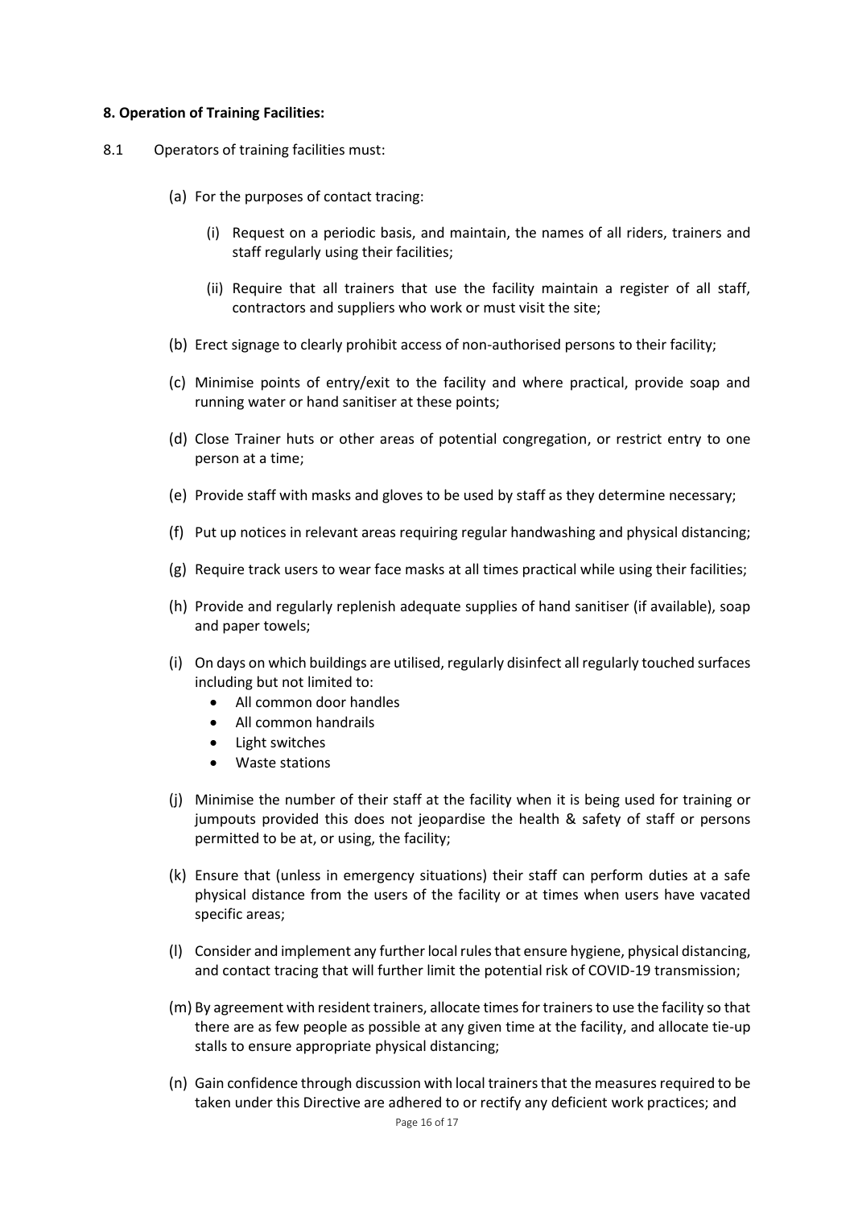**8. Operation of Training Facilities:**

8.1 Operators of training facilities must:

(a) For the purposes of contact tracing:

(i) Request on a periodic basis, and maintain, the names of all riders, trainers and staff regularly using their facilities;

(ii) Require that all trainers that use the facility maintain a register of all staff, contractors and suppliers who work or must visit the site;

(b) Erect signage to clearly prohibit access of non-authorised persons to their facility;

(c) Minimise points of entry/exit to the facility and where practical, provide soap and running water or hand sanitiser at these points;

(d) Close Trainer huts or other areas of potential congregation, or restrict entry to one person at a time;

(e) Provide staff with masks and gloves to be used by staff as they determine necessary;

(f) Put up notices in relevant areas requiring regular handwashing and physical distancing;

(g) Require track users to wear face masks at all times practical while using their facilities;

(h) Provide and regularly replenish adequate supplies of hand sanitiser (if available), soap and paper towels;

(i) On days on which buildings are utilised, regularly disinfect all regularly touched surfaces including but not limited to:
- All common door handles
- All common handrails
- Light switches
- Waste stations

(j) Minimise the number of their staff at the facility when it is being used for training or jumpouts provided this does not jeopardise the health & safety of staff or persons permitted to be at, or using, the facility;

(k) Ensure that (unless in emergency situations) their staff can perform duties at a safe physical distance from the users of the facility or at times when users have vacated specific areas;

(l) Consider and implement any further local rules that ensure hygiene, physical distancing, and contact tracing that will further limit the potential risk of COVID-19 transmission;

(m) By agreement with resident trainers, allocate times for trainers to use the facility so that there are as few people as possible at any given time at the facility, and allocate tie-up stalls to ensure appropriate physical distancing;

(n) Gain confidence through discussion with local trainers that the measures required to be taken under this Directive are adhered to or rectify any deficient work practices; and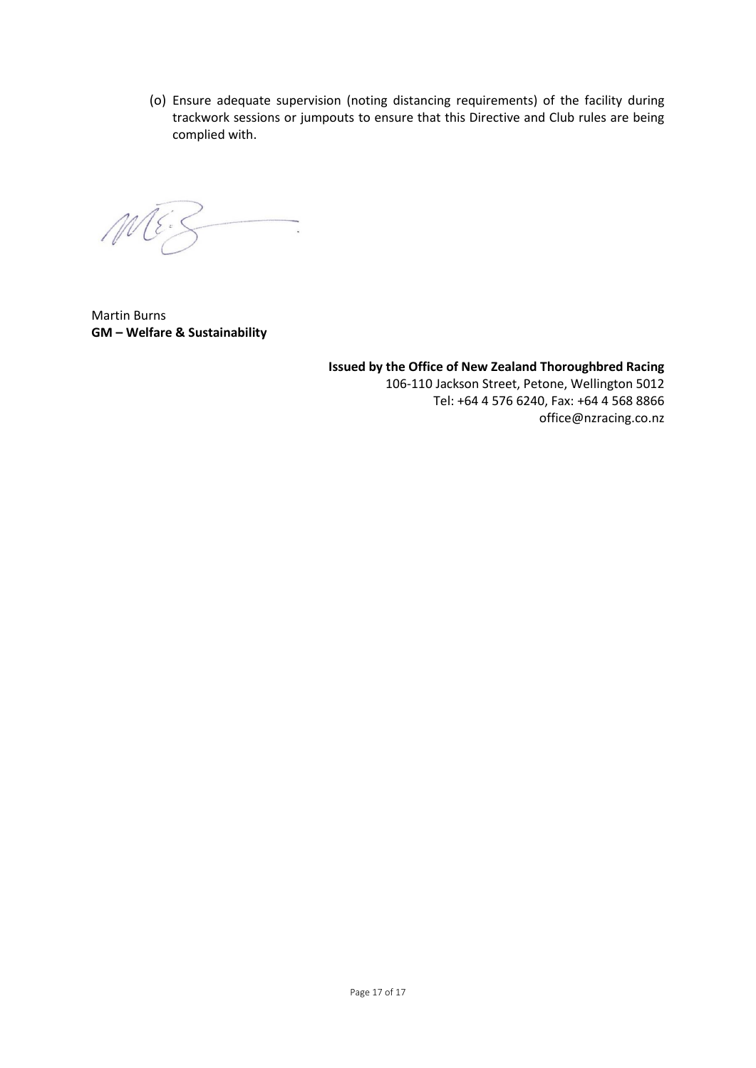(o) Ensure adequate supervision (noting distancing requirements) of the facility during trackwork sessions or jumpouts to ensure that this Directive and Club rules are being complied with.

Martin Burns
**GM – Welfare & Sustainability**

**Issued by the Office of New Zealand Thoroughbred Racing**
106-110 Jackson Street, Petone, Wellington 5012
Tel: +64 4 576 6240, Fax: +64 4 568 8866
office@nzracing.co.nz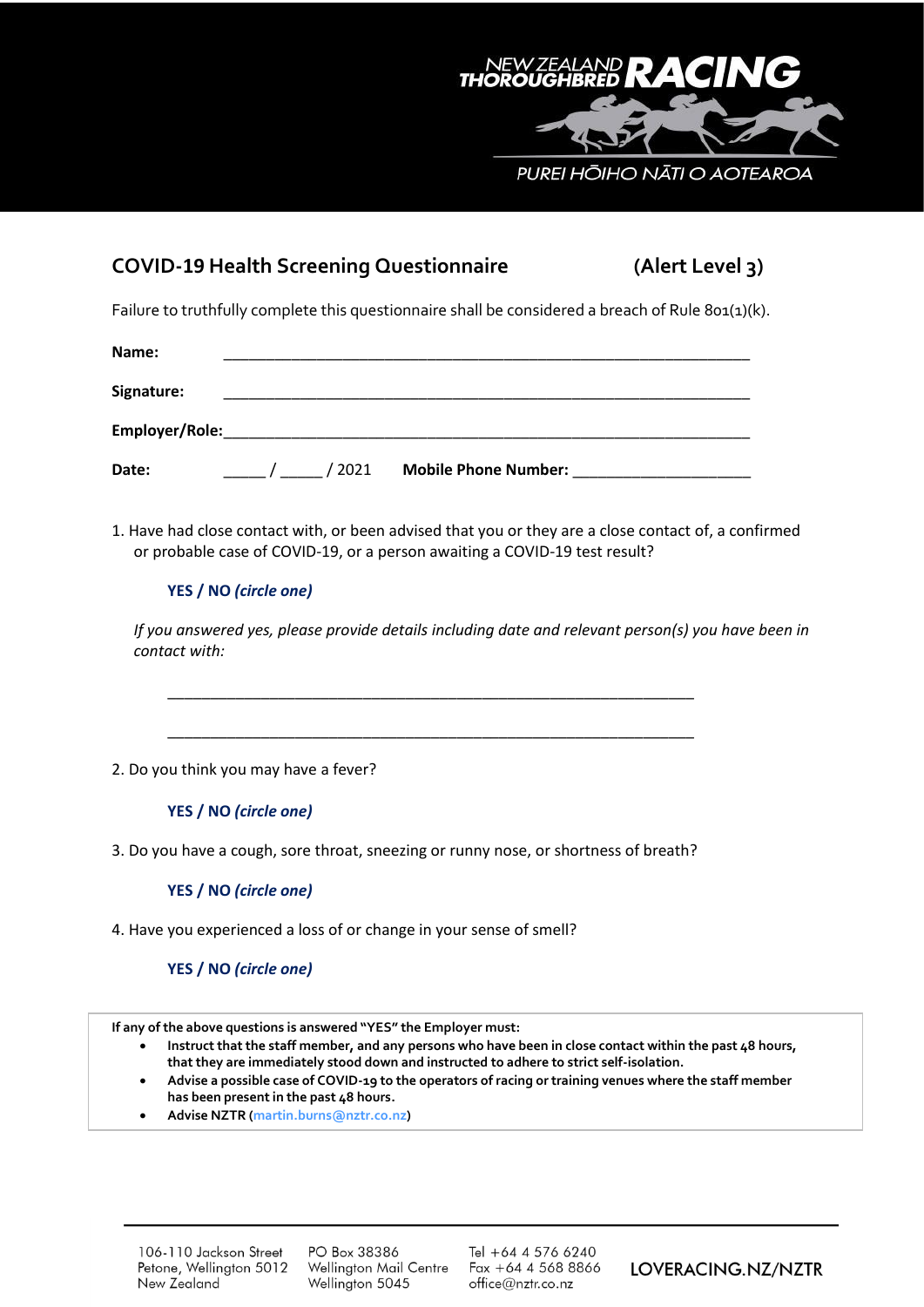NEW ZEALAND THOROUGHBRED RACING

PUREI HŌIHO NĀTI O AOTEAROA

## COVID-19 Health Screening Questionnaire (Alert Level 3)

Failure to truthfully complete this questionnaire shall be considered a breach of Rule 801(1)(k).

**Name:** ____________________________________________________________

**Signature:** ____________________________________________________________

**Employer/Role:** ____________________________________________________________

**Date:** _____ / _____ / 2021 **Mobile Phone Number:** ____________________

1. Have had close contact with, or been advised that you or they are a close contact of, a confirmed or probable case of COVID-19, or a person awaiting a COVID-19 test result?

   **YES / NO *(circle one)***

   *If you answered yes, please provide details including date and relevant person(s) you have been in contact with:*

   ____________________________________________________________

   ____________________________________________________________

2. Do you think you may have a fever?

   **YES / NO *(circle one)***

3. Do you have a cough, sore throat, sneezing or runny nose, or shortness of breath?

   **YES / NO *(circle one)***

4. Have you experienced a loss of or change in your sense of smell?

   **YES / NO *(circle one)***

**If any of the above questions is answered "YES" the Employer must:**

- **Instruct that the staff member, and any persons who have been in close contact within the past 48 hours, that they are immediately stood down and instructed to adhere to strict self-isolation.**
- **Advise a possible case of COVID-19 to the operators of racing or training venues where the staff member has been present in the past 48 hours.**
- **Advise NZTR (martin.burns@nztr.co.nz)**

106-110 Jackson Street
Petone, Wellington 5012
New Zealand

PO Box 38386
Wellington Mail Centre
Wellington 5045

Tel +64 4 576 6240
Fax +64 4 568 8866
office@nztr.co.nz

LOVERACING.NZ/NZTR